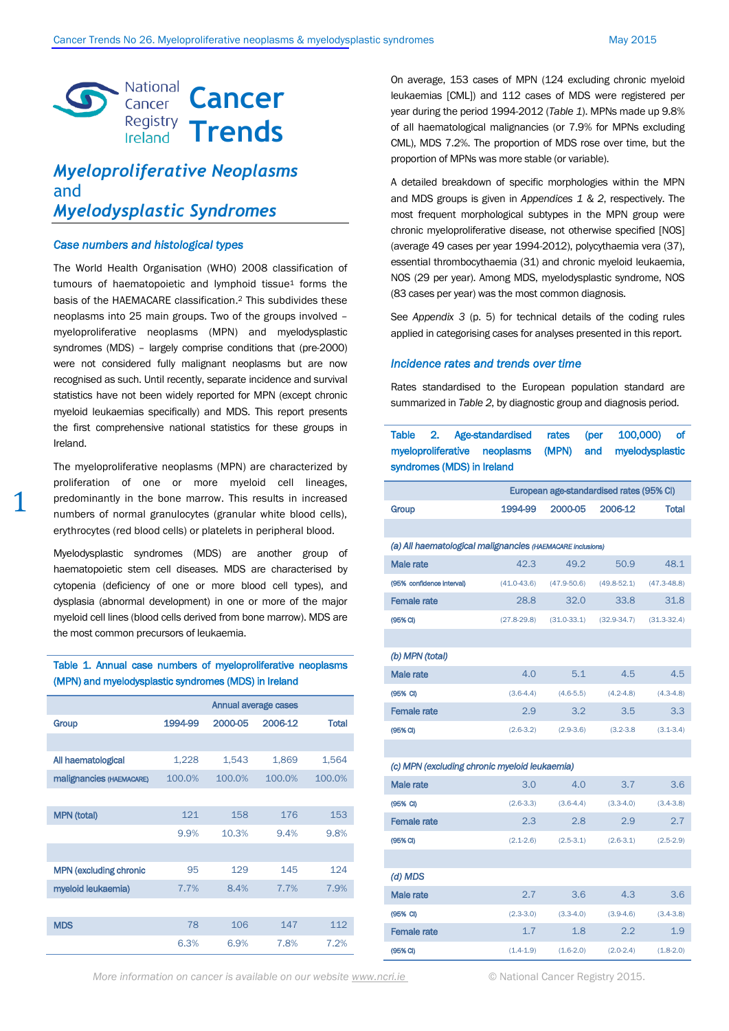National Cancer Registry Ireland

# Cancer Trends

## *Myeloproliferative Neoplasms* and *Myelodysplastic Syndromes*

### *Case numbers and histological types*

The World Health Organisation (WHO) 2008 classification of tumours of haematopoietic and lymphoid tissue[1] forms the basis of the HAEMACARE classification.[2] This subdivides these neoplasms into 25 main groups. Two of the groups involved – myeloproliferative neoplasms (MPN) and myelodysplastic syndromes (MDS) – largely comprise conditions that (pre-2000) were not considered fully malignant neoplasms but are now recognised as such. Until recently, separate incidence and survival statistics have not been widely reported for MPN (except chronic myeloid leukaemias specifically) and MDS. This report presents the first comprehensive national statistics for these groups in Ireland.

The myeloproliferative neoplasms (MPN) are characterized by proliferation of one or more myeloid cell lineages, predominantly in the bone marrow. This results in increased numbers of normal granulocytes (granular white blood cells), erythrocytes (red blood cells) or platelets in peripheral blood.

Myelodysplastic syndromes (MDS) are another group of haematopoietic stem cell diseases. MDS are characterised by cytopenia (deficiency of one or more blood cell types), and dysplasia (abnormal development) in one or more of the major myeloid cell lines (blood cells derived from bone marrow). MDS are the most common precursors of leukaemia.

**Table 1. Annual case numbers of myeloproliferative neoplasms (MPN) and myelodysplastic syndromes (MDS) in Ireland**

| | Annual average cases | | | |
|---|---|---|---|---|
| Group | 1994-99 | 2000-05 | 2006-12 | Total |
| All haematological malignancies (HAEMACARE) | 1,228 | 1,543 | 1,869 | 1,564 |
| | 100.0% | 100.0% | 100.0% | 100.0% |
| MPN (total) | 121 | 158 | 176 | 153 |
| | 9.9% | 10.3% | 9.4% | 9.8% |
| MPN (excluding chronic myeloid leukaemia) | 95 | 129 | 145 | 124 |
| | 7.7% | 8.4% | 7.7% | 7.9% |
| MDS | 78 | 106 | 147 | 112 |
| | 6.3% | 6.9% | 7.8% | 7.2% |

On average, 153 cases of MPN (124 excluding chronic myeloid leukaemias [CML]) and 112 cases of MDS were registered per year during the period 1994-2012 (*Table 1*). MPNs made up 9.8% of all haematological malignancies (or 7.9% for MPNs excluding CML), MDS 7.2%. The proportion of MDS rose over time, but the proportion of MPNs was more stable (or variable).

A detailed breakdown of specific morphologies within the MPN and MDS groups is given in *Appendices 1* & *2*, respectively. The most frequent morphological subtypes in the MPN group were chronic myeloproliferative disease, not otherwise specified [NOS] (average 49 cases per year 1994-2012), polycythaemia vera (37), essential thrombocythaemia (31) and chronic myeloid leukaemia, NOS (29 per year). Among MDS, myelodysplastic syndrome, NOS (83 cases per year) was the most common diagnosis.

See *Appendix 3* (p. 5) for technical details of the coding rules applied in categorising cases for analyses presented in this report.

### *Incidence rates and trends over time*

Rates standardised to the European population standard are summarized in *Table 2*, by diagnostic group and diagnosis period.

**Table 2. Age-standardised rates (per 100,000) of myeloproliferative neoplasms (MPN) and myelodysplastic syndromes (MDS) in Ireland**

| | European age-standardised rates (95% CI) | | | |
|---|---|---|---|---|
| Group | 1994-99 | 2000-05 | 2006-12 | Total |
| *(a) All haematological malignancies (HAEMACARE inclusions)* | | | | |
| Male rate | 42.3 | 49.2 | 50.9 | 48.1 |
| (95% confidence interval) | (41.0-43.6) | (47.9-50.6) | (49.8-52.1) | (47.3-48.8) |
| Female rate | 28.8 | 32.0 | 33.8 | 31.8 |
| (95% CI) | (27.8-29.8) | (31.0-33.1) | (32.9-34.7) | (31.3-32.4) |
| *(b) MPN (total)* | | | | |
| Male rate | 4.0 | 5.1 | 4.5 | 4.5 |
| (95% CI) | (3.6-4.4) | (4.6-5.5) | (4.2-4.8) | (4.3-4.8) |
| Female rate | 2.9 | 3.2 | 3.5 | 3.3 |
| (95% CI) | (2.6-3.2) | (2.9-3.6) | (3.2-3.8 | (3.1-3.4) |
| *(c) MPN (excluding chronic myeloid leukaemia)* | | | | |
| Male rate | 3.0 | 4.0 | 3.7 | 3.6 |
| (95% CI) | (2.6-3.3) | (3.6-4.4) | (3.3-4.0) | (3.4-3.8) |
| Female rate | 2.3 | 2.8 | 2.9 | 2.7 |
| (95% CI) | (2.1-2.6) | (2.5-3.1) | (2.6-3.1) | (2.5-2.9) |
| *(d) MDS* | | | | |
| Male rate | 2.7 | 3.6 | 4.3 | 3.6 |
| (95% CI) | (2.3-3.0) | (3.3-4.0) | (3.9-4.6) | (3.4-3.8) |
| Female rate | 1.7 | 1.8 | 2.2 | 1.9 |
| (95% CI) | (1.4-1.9) | (1.6-2.0) | (2.0-2.4) | (1.8-2.0) |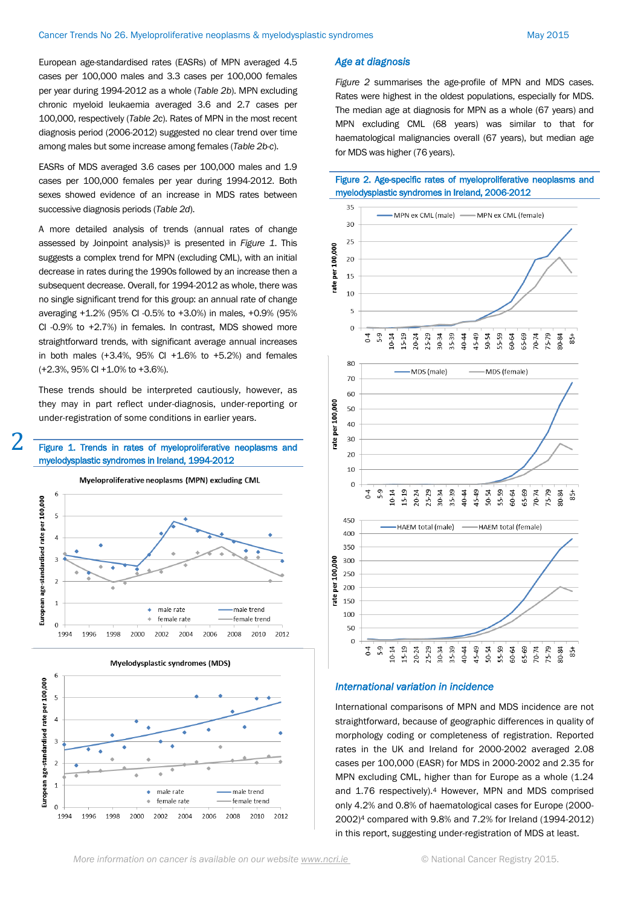European age-standardised rates (EASRs) of MPN averaged 4.5 cases per 100,000 males and 3.3 cases per 100,000 females per year during 1994-2012 as a whole (*Table 2b*). MPN excluding chronic myeloid leukaemia averaged 3.6 and 2.7 cases per 100,000, respectively (*Table 2c*). Rates of MPN in the most recent diagnosis period (2006-2012) suggested no clear trend over time among males but some increase among females (*Table 2b-c*).

EASRs of MDS averaged 3.6 cases per 100,000 males and 1.9 cases per 100,000 females per year during 1994-2012. Both sexes showed evidence of an increase in MDS rates between successive diagnosis periods (*Table 2d*).

A more detailed analysis of trends (annual rates of change assessed by Joinpoint analysis)[3] is presented in *Figure 1*. This suggests a complex trend for MPN (excluding CML), with an initial decrease in rates during the 1990s followed by an increase then a subsequent decrease. Overall, for 1994-2012 as whole, there was no single significant trend for this group: an annual rate of change averaging +1.2% (95% CI -0.5% to +3.0%) in males, +0.9% (95% CI -0.9% to +2.7%) in females. In contrast, MDS showed more straightforward trends, with significant average annual increases in both males (+3.4%, 95% CI +1.6% to +5.2%) and females (+2.3%, 95% CI +1.0% to +3.6%).

These trends should be interpreted cautiously, however, as they may in part reflect under-diagnosis, under-reporting or under-registration of some conditions in earlier years.

**Figure 1. Trends in rates of myeloproliferative neoplasms and myelodysplastic syndromes in Ireland, 1994-2012**

### Age at diagnosis

*Figure 2* summarises the age-profile of MPN and MDS cases. Rates were highest in the oldest populations, especially for MDS. The median age at diagnosis for MPN as a whole (67 years) and MPN excluding CML (68 years) was similar to that for haematological malignancies overall (67 years), but median age for MDS was higher (76 years).

**Figure 2. Age-specific rates of myeloproliferative neoplasms and myelodysplastic syndromes in Ireland, 2006-2012**

### International variation in incidence

International comparisons of MPN and MDS incidence are not straightforward, because of geographic differences in quality of morphology coding or completeness of registration. Reported rates in the UK and Ireland for 2000-2002 averaged 2.08 cases per 100,000 (EASR) for MDS in 2000-2002 and 2.35 for MPN excluding CML, higher than for Europe as a whole (1.24 and 1.76 respectively).[4] However, MPN and MDS comprised only 4.2% and 0.8% of haematological cases for Europe (2000-2002)[4] compared with 9.8% and 7.2% for Ireland (1994-2012) in this report, suggesting under-registration of MDS at least.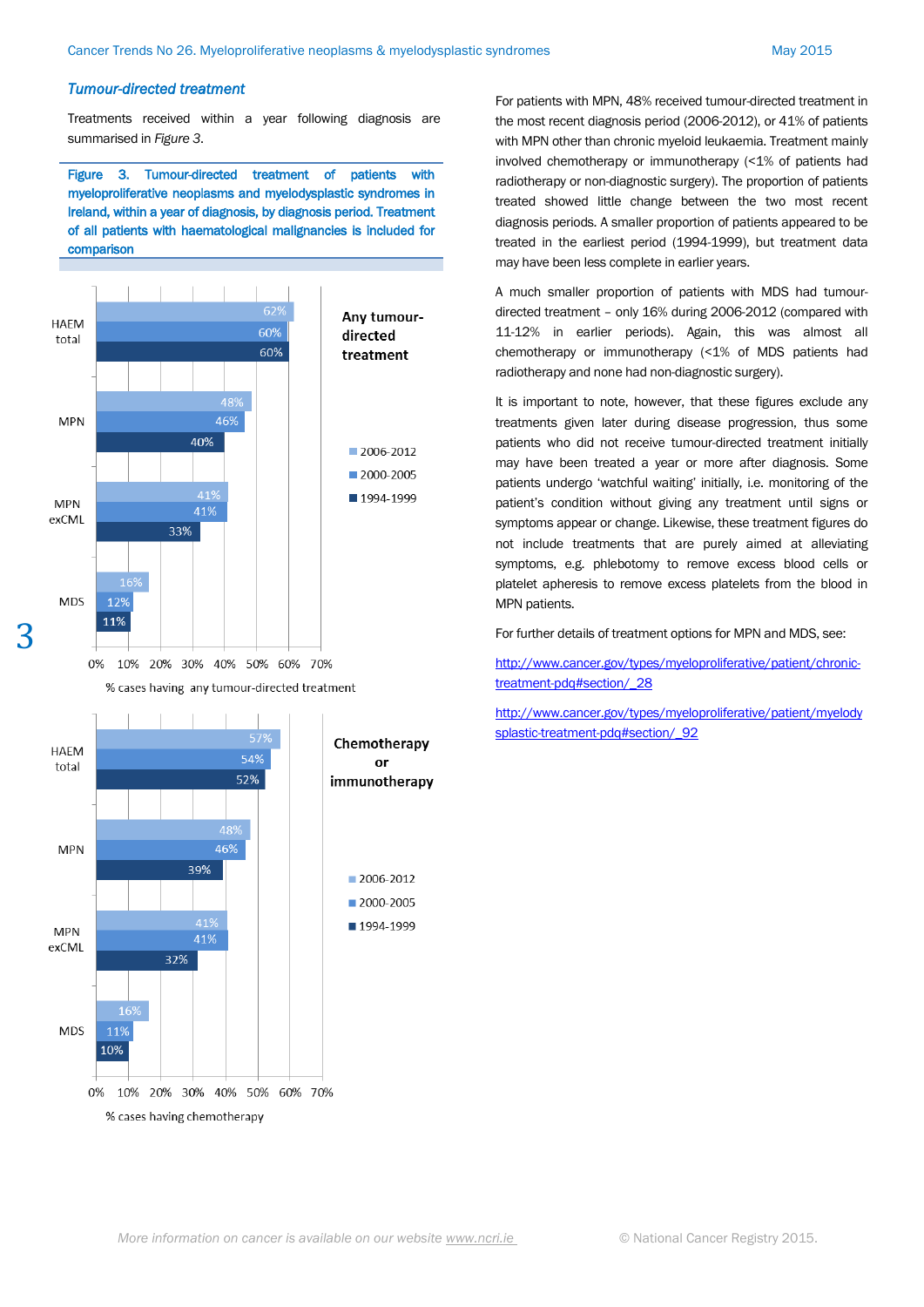### *Tumour-directed treatment*

Treatments received within a year following diagnosis are summarised in *Figure 3*.

**Figure 3. Tumour-directed treatment of patients with myeloproliferative neoplasms and myelodysplastic syndromes in Ireland, within a year of diagnosis, by diagnosis period. Treatment of all patients with haematological malignancies is included for comparison**

**Any tumour-directed treatment** (% cases having any tumour-directed treatment)

| | 2006-2012 | 2000-2005 | 1994-1999 |
|---|---|---|---|
| HAEM total | 62% | 60% | 60% |
| MPN | 48% | 46% | 40% |
| MPN exCML | 41% | 41% | 33% |
| MDS | 16% | 12% | 11% |

**Chemotherapy or immunotherapy** (% cases having chemotherapy)

| | 2006-2012 | 2000-2005 | 1994-1999 |
|---|---|---|---|
| HAEM total | 57% | 54% | 52% |
| MPN | 48% | 46% | 39% |
| MPN exCML | 41% | 41% | 32% |
| MDS | 16% | 11% | 10% |

For patients with MPN, 48% received tumour-directed treatment in the most recent diagnosis period (2006-2012), or 41% of patients with MPN other than chronic myeloid leukaemia. Treatment mainly involved chemotherapy or immunotherapy (<1% of patients had radiotherapy or non-diagnostic surgery). The proportion of patients treated showed little change between the two most recent diagnosis periods. A smaller proportion of patients appeared to be treated in the earliest period (1994-1999), but treatment data may have been less complete in earlier years.

A much smaller proportion of patients with MDS had tumour-directed treatment – only 16% during 2006-2012 (compared with 11-12% in earlier periods). Again, this was almost all chemotherapy or immunotherapy (<1% of MDS patients had radiotherapy and none had non-diagnostic surgery).

It is important to note, however, that these figures exclude any treatments given later during disease progression, thus some patients who did not receive tumour-directed treatment initially may have been treated a year or more after diagnosis. Some patients undergo 'watchful waiting' initially, i.e. monitoring of the patient's condition without giving any treatment until signs or symptoms appear or change. Likewise, these treatment figures do not include treatments that are purely aimed at alleviating symptoms, e.g. phlebotomy to remove excess blood cells or platelet apheresis to remove excess platelets from the blood in MPN patients.

For further details of treatment options for MPN and MDS, see:

http://www.cancer.gov/types/myeloproliferative/patient/chronic-treatment-pdq#section/_28

http://www.cancer.gov/types/myeloproliferative/patient/myelodysplastic-treatment-pdq#section/_92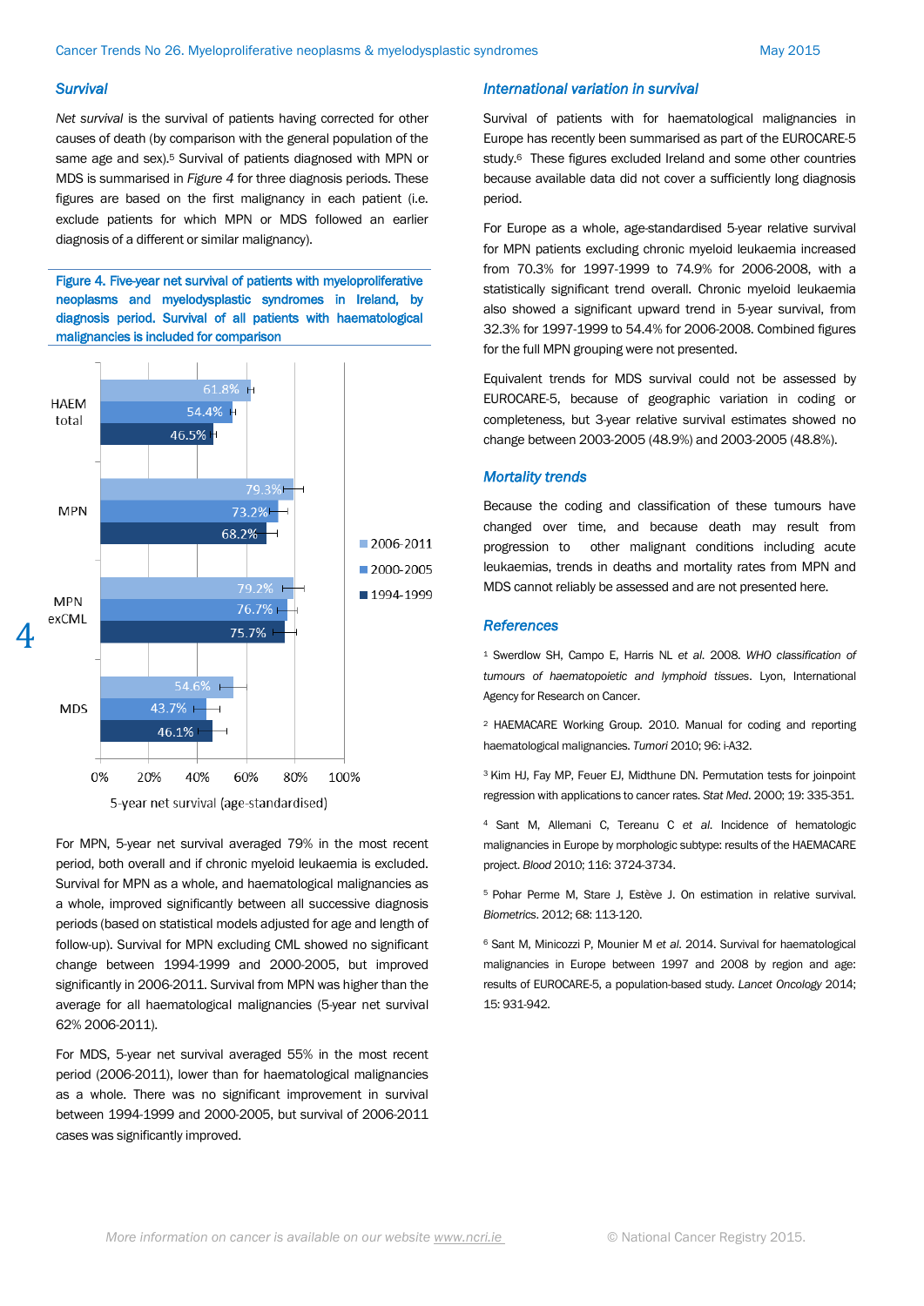## Survival

*Net survival* is the survival of patients having corrected for other causes of death (by comparison with the general population of the same age and sex).[5] Survival of patients diagnosed with MPN or MDS is summarised in *Figure 4* for three diagnosis periods. These figures are based on the first malignancy in each patient (i.e. exclude patients for which MPN or MDS followed an earlier diagnosis of a different or similar malignancy).

**Figure 4. Five-year net survival of patients with myeloproliferative neoplasms and myelodysplastic syndromes in Ireland, by diagnosis period. Survival of all patients with haematological malignancies is included for comparison**

| | 2006-2011 | 2000-2005 | 1994-1999 |
|---|---|---|---|
| HAEM total | 61.8% | 54.4% | 46.5% |
| MPN | 79.3% | 73.2% | 68.2% |
| MPN exCML | 79.2% | 76.7% | 75.7% |
| MDS | 54.6% | 43.7% | 46.1% |

5-year net survival (age-standardised)

For MPN, 5-year net survival averaged 79% in the most recent period, both overall and if chronic myeloid leukaemia is excluded. Survival for MPN as a whole, and haematological malignancies as a whole, improved significantly between all successive diagnosis periods (based on statistical models adjusted for age and length of follow-up). Survival for MPN excluding CML showed no significant change between 1994-1999 and 2000-2005, but improved significantly in 2006-2011. Survival from MPN was higher than the average for all haematological malignancies (5-year net survival 62% 2006-2011).

For MDS, 5-year net survival averaged 55% in the most recent period (2006-2011), lower than for haematological malignancies as a whole. There was no significant improvement in survival between 1994-1999 and 2000-2005, but survival of 2006-2011 cases was significantly improved.

## International variation in survival

Survival of patients with for haematological malignancies in Europe has recently been summarised as part of the EUROCARE-5 study.[6] These figures excluded Ireland and some other countries because available data did not cover a sufficiently long diagnosis period.

For Europe as a whole, age-standardised 5-year relative survival for MPN patients excluding chronic myeloid leukaemia increased from 70.3% for 1997-1999 to 74.9% for 2006-2008, with a statistically significant trend overall. Chronic myeloid leukaemia also showed a significant upward trend in 5-year survival, from 32.3% for 1997-1999 to 54.4% for 2006-2008. Combined figures for the full MPN grouping were not presented.

Equivalent trends for MDS survival could not be assessed by EUROCARE-5, because of geographic variation in coding or completeness, but 3-year relative survival estimates showed no change between 2003-2005 (48.9%) and 2003-2005 (48.8%).

## Mortality trends

Because the coding and classification of these tumours have changed over time, and because death may result from progression to other malignant conditions including acute leukaemias, trends in deaths and mortality rates from MPN and MDS cannot reliably be assessed and are not presented here.

## References

[1] Swerdlow SH, Campo E, Harris NL *et al.* 2008. *WHO classification of tumours of haematopoietic and lymphoid tissues*. Lyon, International Agency for Research on Cancer.

[2] HAEMACARE Working Group. 2010. Manual for coding and reporting haematological malignancies. *Tumori* 2010; 96: i-A32.

[3] Kim HJ, Fay MP, Feuer EJ, Midthune DN. Permutation tests for joinpoint regression with applications to cancer rates. *Stat Med*. 2000; 19: 335-351.

[4] Sant M, Allemani C, Tereanu C *et al.* Incidence of hematologic malignancies in Europe by morphologic subtype: results of the HAEMACARE project. *Blood* 2010; 116: 3724-3734.

[5] Pohar Perme M, Stare J, Estève J. On estimation in relative survival. *Biometrics*. 2012; 68: 113-120.

[6] Sant M, Minicozzi P, Mounier M *et al.* 2014. Survival for haematological malignancies in Europe between 1997 and 2008 by region and age: results of EUROCARE-5, a population-based study. *Lancet Oncology* 2014; 15: 931-942.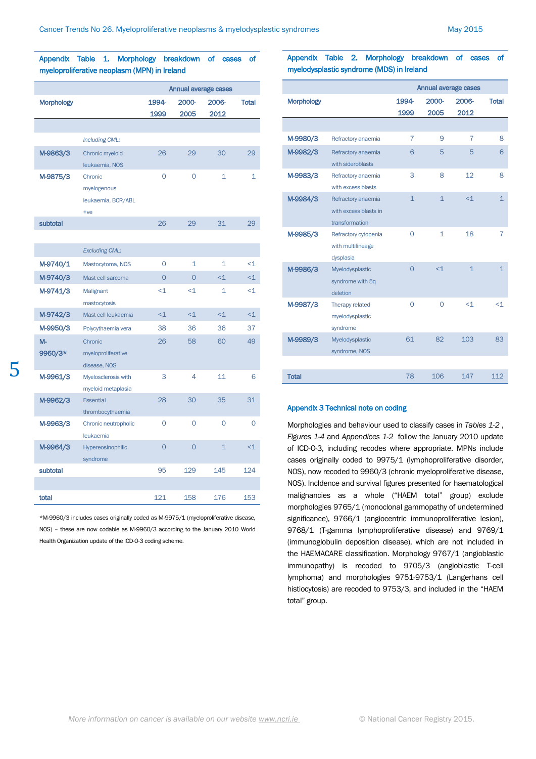## Appendix Table 1. Morphology breakdown of cases of myeloproliferative neoplasm (MPN) in Ireland

| Morphology | | Annual average cases 1994-1999 | 2000-2005 | 2006-2012 | Total |
|---|---|---|---|---|---|
| | *Including CML:* | | | | |
| M-9863/3 | Chronic myeloid leukaemia, NOS | 26 | 29 | 30 | 29 |
| M-9875/3 | Chronic myelogenous leukaemia, BCR/ABL +ve | 0 | 0 | 1 | 1 |
| **subtotal** | | 26 | 29 | 31 | 29 |
| | *Excluding CML:* | | | | |
| M-9740/1 | Mastocytoma, NOS | 0 | 1 | 1 | <1 |
| M-9740/3 | Mast cell sarcoma | 0 | 0 | <1 | <1 |
| M-9741/3 | Malignant mastocytosis | <1 | <1 | 1 | <1 |
| M-9742/3 | Mast cell leukaemia | <1 | <1 | <1 | <1 |
| M-9950/3 | Polycythaemia vera | 38 | 36 | 36 | 37 |
| M-9960/3* | Chronic myeloproliferative disease, NOS | 26 | 58 | 60 | 49 |
| M-9961/3 | Myelosclerosis with myeloid metaplasia | 3 | 4 | 11 | 6 |
| M-9962/3 | Essential thrombocythaemia | 28 | 30 | 35 | 31 |
| M-9963/3 | Chronic neutrophilic leukaemia | 0 | 0 | 0 | 0 |
| M-9964/3 | Hypereosinophilic syndrome | 0 | 0 | 1 | <1 |
| **subtotal** | | 95 | 129 | 145 | 124 |
| **total** | | 121 | 158 | 176 | 153 |

*M-9960/3 includes cases originally coded as M-9975/1 (myeloproliferative disease, NOS) – these are now codable as M-9960/3 according to the January 2010 World Health Organization update of the ICD-O-3 coding scheme.

## Appendix Table 2. Morphology breakdown of cases of myelodysplastic syndrome (MDS) in Ireland

| Morphology | | Annual average cases 1994-1999 | 2000-2005 | 2006-2012 | Total |
|---|---|---|---|---|---|
| M-9980/3 | Refractory anaemia | 7 | 9 | 7 | 8 |
| M-9982/3 | Refractory anaemia with sideroblasts | 6 | 5 | 5 | 6 |
| M-9983/3 | Refractory anaemia with excess blasts | 3 | 8 | 12 | 8 |
| M-9984/3 | Refractory anaemia with excess blasts in transformation | 1 | 1 | <1 | 1 |
| M-9985/3 | Refractory cytopenia with multilineage dysplasia | 0 | 1 | 18 | 7 |
| M-9986/3 | Myelodysplastic syndrome with 5q deletion | 0 | <1 | 1 | 1 |
| M-9987/3 | Therapy related myelodysplastic syndrome | 0 | 0 | <1 | <1 |
| M-9989/3 | Myelodysplastic syndrome, NOS | 61 | 82 | 103 | 83 |
| **Total** | | 78 | 106 | 147 | 112 |

## Appendix 3 Technical note on coding

Morphologies and behaviour used to classify cases in *Tables 1-2* , *Figures 1-4* and *Appendices 1-2* follow the January 2010 update of ICD-O-3, including recodes where appropriate. MPNs include cases originally coded to 9975/1 (lymphoproliferative disorder, NOS), now recoded to 9960/3 (chronic myeloproliferative disease, NOS). Incidence and survival figures presented for haematological malignancies as a whole ("HAEM total" group) exclude morphologies 9765/1 (monoclonal gammopathy of undetermined significance), 9766/1 (angiocentric immunoproliferative lesion), 9768/1 (T-gamma lymphoproliferative disease) and 9769/1 (immunoglobulin deposition disease), which are not included in the HAEMACARE classification. Morphology 9767/1 (angioblastic immunopathy) is recoded to 9705/3 (angioblastic T-cell lymphoma) and morphologies 9751-9753/1 (Langerhans cell histiocytosis) are recoded to 9753/3, and included in the "HAEM total" group.